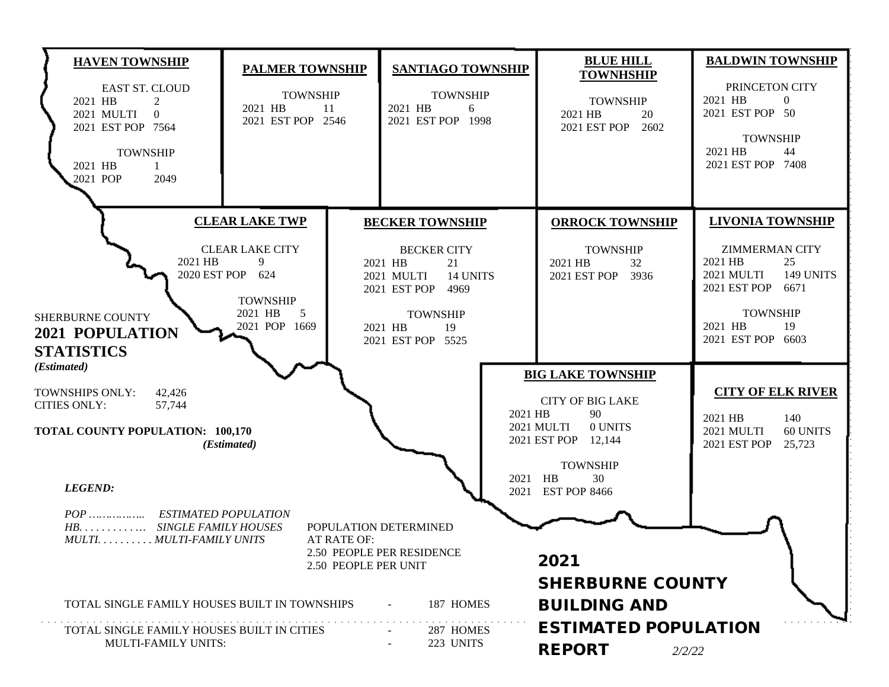# 2021 SHERBURNE COUNTY BUILDING AND ESTIMATED POPULATION REPORT

*2/2/22*

## HAVEN TOWNSHIP

EAST ST. CLOUD

| | |
|---|---|
| 2021 HB | 2 |
| 2021 MULTI | 0 |
| 2021 EST POP | 7564 |

TOWNSHIP

| | |
|---|---|
| 2021 HB | 1 |
| 2021 POP | 2049 |

## PALMER TOWNSHIP

TOWNSHIP

| | |
|---|---|
| 2021 HB | 11 |
| 2021 EST POP | 2546 |

## SANTIAGO TOWNSHIP

TOWNSHIP

| | |
|---|---|
| 2021 HB | 6 |
| 2021 EST POP | 1998 |

## BLUE HILL TOWNHSHIP

TOWNSHIP

| | |
|---|---|
| 2021 HB | 20 |
| 2021 EST POP | 2602 |

## BALDWIN TOWNSHIP

PRINCETON CITY

| | |
|---|---|
| 2021 HB | 0 |
| 2021 EST POP | 50 |

TOWNSHIP

| | |
|---|---|
| 2021 HB | 44 |
| 2021 EST POP | 7408 |

## CLEAR LAKE TWP

CLEAR LAKE CITY

| | |
|---|---|
| 2021 HB | 9 |
| 2020 EST POP | 624 |

TOWNSHIP

| | |
|---|---|
| 2021 HB | 5 |
| 2021 POP | 1669 |

## BECKER TOWNSHIP

BECKER CITY

| | |
|---|---|
| 2021 HB | 21 |
| 2021 MULTI | 14 UNITS |
| 2021 EST POP | 4969 |

TOWNSHIP

| | |
|---|---|
| 2021 HB | 19 |
| 2021 EST POP | 5525 |

## ORROCK TOWNSHIP

TOWNSHIP

| | |
|---|---|
| 2021 HB | 32 |
| 2021 EST POP | 3936 |

## LIVONIA TOWNSHIP

ZIMMERMAN CITY

| | |
|---|---|
| 2021 HB | 25 |
| 2021 MULTI | 149 UNITS |
| 2021 EST POP | 6671 |

TOWNSHIP

| | |
|---|---|
| 2021 HB | 19 |
| 2021 EST POP | 6603 |

## BIG LAKE TOWNSHIP

CITY OF BIG LAKE

| | |
|---|---|
| 2021 HB | 90 |
| 2021 MULTI | 0 UNITS |
| 2021 EST POP | 12,144 |

TOWNSHIP

| | |
|---|---|
| 2021 HB | 30 |
| 2021 EST POP | 8466 |

## CITY OF ELK RIVER

| | |
|---|---|
| 2021 HB | 140 |
| 2021 MULTI | 60 UNITS |
| 2021 EST POP | 25,723 |

## SHERBURNE COUNTY 2021 POPULATION STATISTICS

*(Estimated)*

| | |
|---|---|
| TOWNSHIPS ONLY: | 42,426 |
| CITIES ONLY: | 57,744 |

**TOTAL COUNTY POPULATION: 100,170** *(Estimated)*

***LEGEND:***

*POP ……………. ESTIMATED POPULATION*
*HB. . . . . . . . . . . .. SINGLE FAMILY HOUSES*
*MULTI. . . . . . . . . . MULTI-FAMILY UNITS*

POPULATION DETERMINED AT RATE OF:
2.50 PEOPLE PER RESIDENCE
2.50 PEOPLE PER UNIT

| | | |
|---|---|---|
| TOTAL SINGLE FAMILY HOUSES BUILT IN TOWNSHIPS | - | 187 HOMES |
| TOTAL SINGLE FAMILY HOUSES BUILT IN CITIES | - | 287 HOMES |
| MULTI-FAMILY UNITS: | - | 223 UNITS |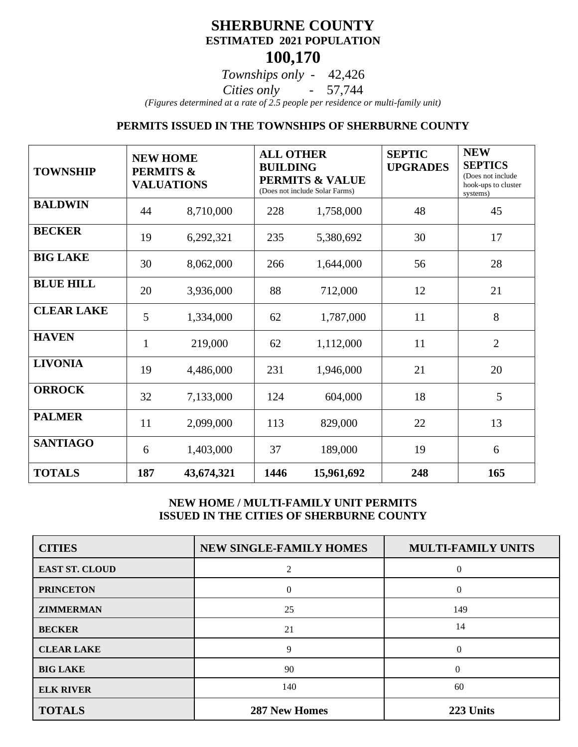# SHERBURNE COUNTY

## ESTIMATED 2021 POPULATION

## 100,170

*Townships only* - 42,426

*Cities only* - 57,744

*(Figures determined at a rate of 2.5 people per residence or multi-family unit)*

### PERMITS ISSUED IN THE TOWNSHIPS OF SHERBURNE COUNTY

| TOWNSHIP | NEW HOME PERMITS & VALUATIONS | | ALL OTHER BUILDING PERMITS & VALUE (Does not include Solar Farms) | | SEPTIC UPGRADES | NEW SEPTICS (Does not include hook-ups to cluster systems) |
|---|---|---|---|---|---|---|
| BALDWIN | 44 | 8,710,000 | 228 | 1,758,000 | 48 | 45 |
| BECKER | 19 | 6,292,321 | 235 | 5,380,692 | 30 | 17 |
| BIG LAKE | 30 | 8,062,000 | 266 | 1,644,000 | 56 | 28 |
| BLUE HILL | 20 | 3,936,000 | 88 | 712,000 | 12 | 21 |
| CLEAR LAKE | 5 | 1,334,000 | 62 | 1,787,000 | 11 | 8 |
| HAVEN | 1 | 219,000 | 62 | 1,112,000 | 11 | 2 |
| LIVONIA | 19 | 4,486,000 | 231 | 1,946,000 | 21 | 20 |
| ORROCK | 32 | 7,133,000 | 124 | 604,000 | 18 | 5 |
| PALMER | 11 | 2,099,000 | 113 | 829,000 | 22 | 13 |
| SANTIAGO | 6 | 1,403,000 | 37 | 189,000 | 19 | 6 |
| **TOTALS** | **187** | **43,674,321** | **1446** | **15,961,692** | **248** | **165** |

### NEW HOME / MULTI-FAMILY UNIT PERMITS ISSUED IN THE CITIES OF SHERBURNE COUNTY

| CITIES | NEW SINGLE-FAMILY HOMES | MULTI-FAMILY UNITS |
|---|---|---|
| EAST ST. CLOUD | 2 | 0 |
| PRINCETON | 0 | 0 |
| ZIMMERMAN | 25 | 149 |
| BECKER | 21 | 14 |
| CLEAR LAKE | 9 | 0 |
| BIG LAKE | 90 | 0 |
| ELK RIVER | 140 | 60 |
| **TOTALS** | **287 New Homes** | **223 Units** |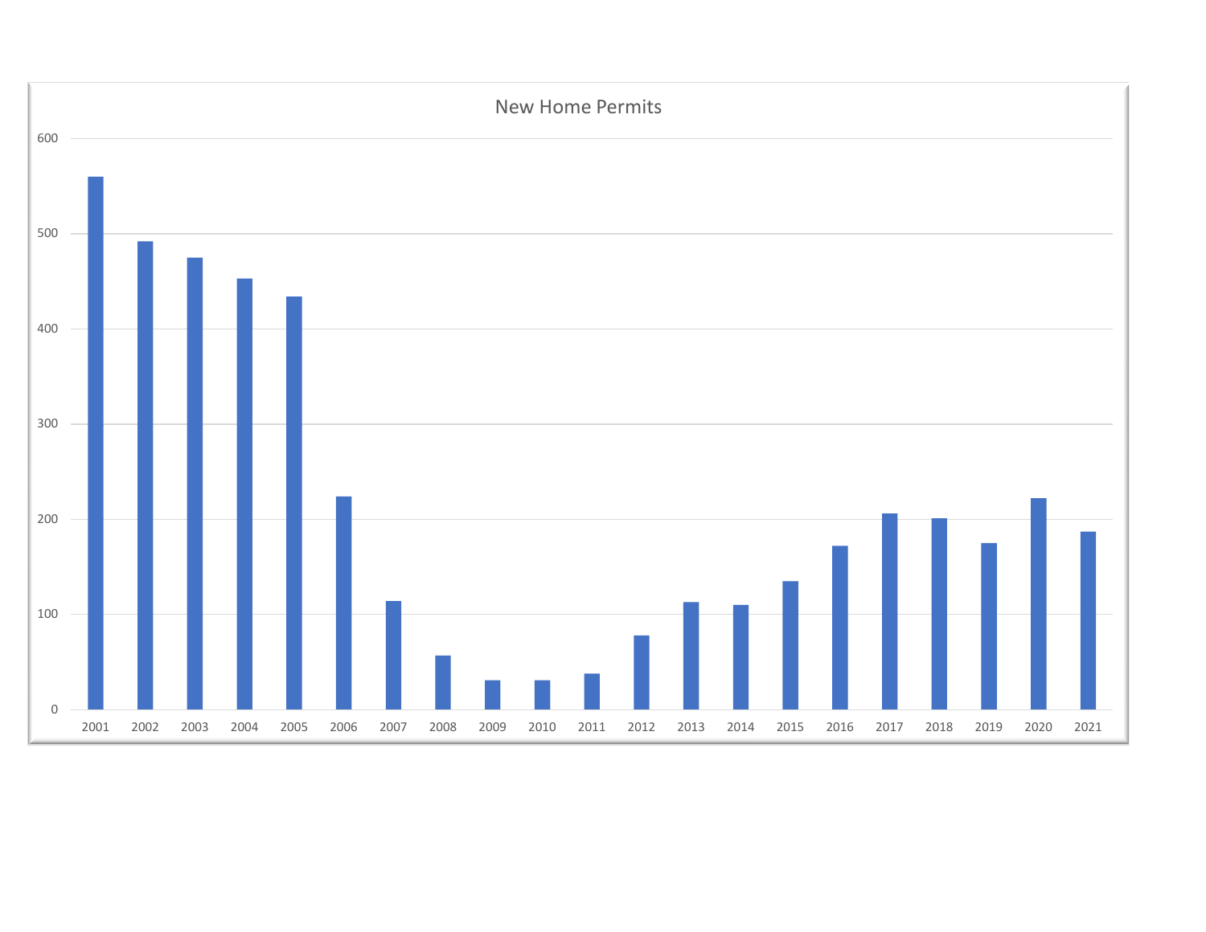New Home Permits

| Year | Permits |
|---|---|
| 2001 | 560 |
| 2002 | 492 |
| 2003 | 475 |
| 2004 | 453 |
| 2005 | 434 |
| 2006 | 224 |
| 2007 | 114 |
| 2008 | 57 |
| 2009 | 31 |
| 2010 | 31 |
| 2011 | 38 |
| 2012 | 78 |
| 2013 | 113 |
| 2014 | 110 |
| 2015 | 135 |
| 2016 | 172 |
| 2017 | 206 |
| 2018 | 201 |
| 2019 | 175 |
| 2020 | 222 |
| 2021 | 187 |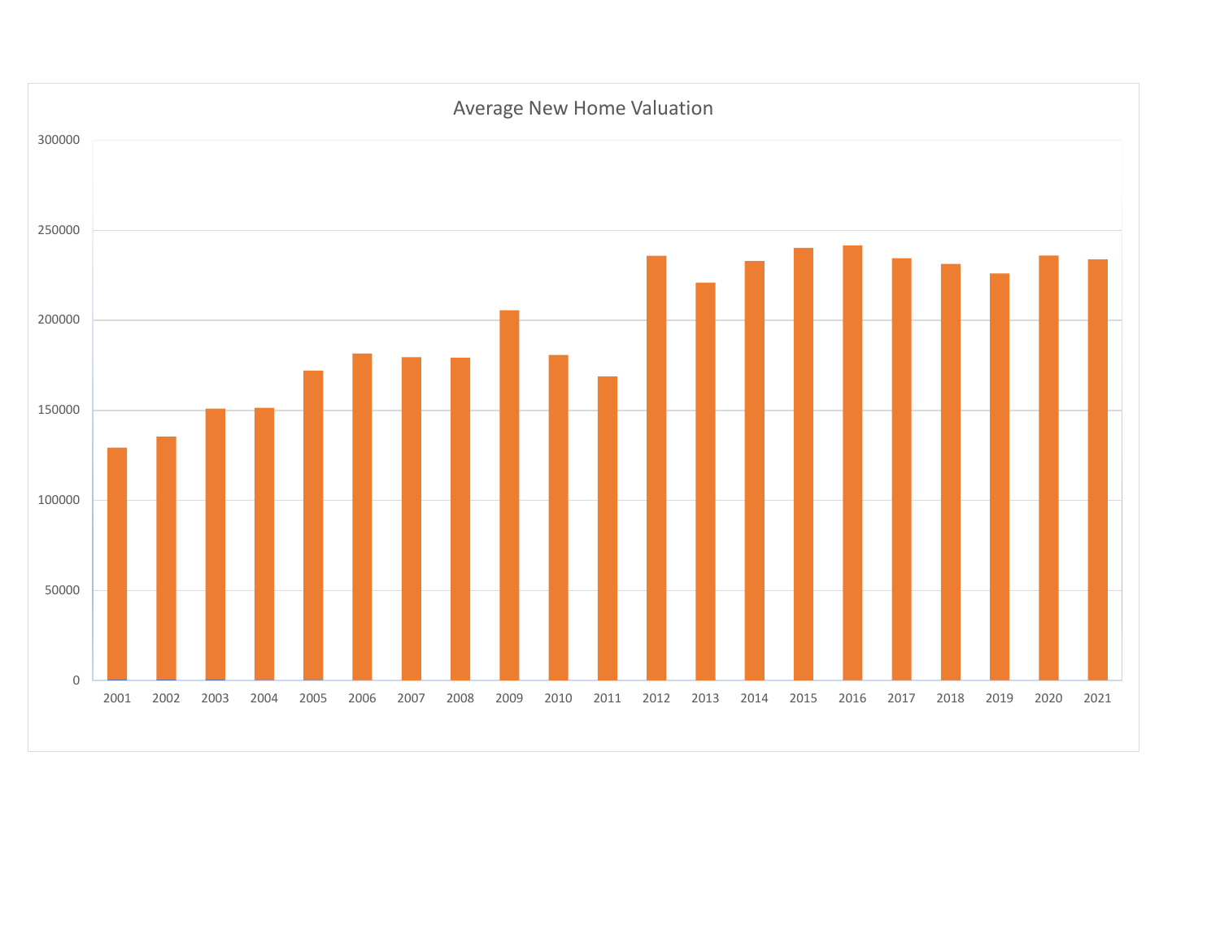Average New Home Valuation

300000
250000
200000
150000
100000
50000
0

2001 2002 2003 2004 2005 2006 2007 2008 2009 2010 2011 2012 2013 2014 2015 2016 2017 2018 2019 2020 2021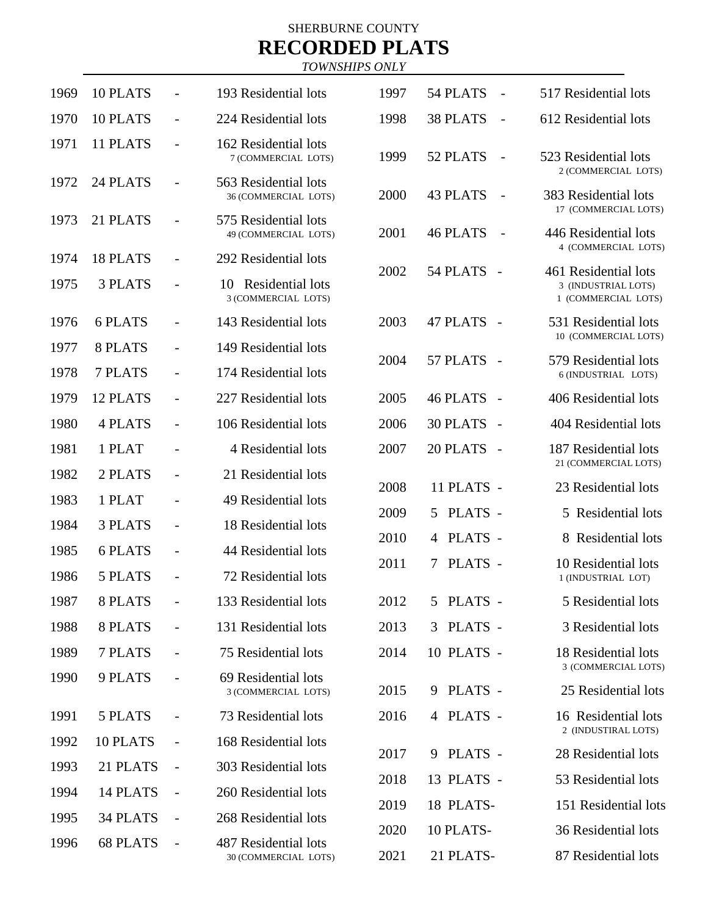SHERBURNE COUNTY

# RECORDED PLATS

*TOWNSHIPS ONLY*

| Year | Plats | | Lots |
|---|---|---|---|
| 1969 | 10 PLATS | - | 193 Residential lots |
| 1970 | 10 PLATS | - | 224 Residential lots |
| 1971 | 11 PLATS | - | 162 Residential lots<br>7 (COMMERCIAL LOTS) |
| 1972 | 24 PLATS | - | 563 Residential lots<br>36 (COMMERCIAL LOTS) |
| 1973 | 21 PLATS | - | 575 Residential lots<br>49 (COMMERCIAL LOTS) |
| 1974 | 18 PLATS | - | 292 Residential lots |
| 1975 | 3 PLATS | - | 10 Residential lots<br>3 (COMMERCIAL LOTS) |
| 1976 | 6 PLATS | - | 143 Residential lots |
| 1977 | 8 PLATS | - | 149 Residential lots |
| 1978 | 7 PLATS | - | 174 Residential lots |
| 1979 | 12 PLATS | - | 227 Residential lots |
| 1980 | 4 PLATS | - | 106 Residential lots |
| 1981 | 1 PLAT | - | 4 Residential lots |
| 1982 | 2 PLATS | - | 21 Residential lots |
| 1983 | 1 PLAT | - | 49 Residential lots |
| 1984 | 3 PLATS | - | 18 Residential lots |
| 1985 | 6 PLATS | - | 44 Residential lots |
| 1986 | 5 PLATS | - | 72 Residential lots |
| 1987 | 8 PLATS | - | 133 Residential lots |
| 1988 | 8 PLATS | - | 131 Residential lots |
| 1989 | 7 PLATS | - | 75 Residential lots |
| 1990 | 9 PLATS | - | 69 Residential lots<br>3 (COMMERCIAL LOTS) |
| 1991 | 5 PLATS | - | 73 Residential lots |
| 1992 | 10 PLATS | - | 168 Residential lots |
| 1993 | 21 PLATS | - | 303 Residential lots |
| 1994 | 14 PLATS | - | 260 Residential lots |
| 1995 | 34 PLATS | - | 268 Residential lots |
| 1996 | 68 PLATS | - | 487 Residential lots<br>30 (COMMERCIAL LOTS) |
| 1997 | 54 PLATS | - | 517 Residential lots |
| 1998 | 38 PLATS | - | 612 Residential lots |
| 1999 | 52 PLATS | - | 523 Residential lots<br>2 (COMMERCIAL LOTS) |
| 2000 | 43 PLATS | - | 383 Residential lots<br>17 (COMMERCIAL LOTS) |
| 2001 | 46 PLATS | - | 446 Residential lots<br>4 (COMMERCIAL LOTS) |
| 2002 | 54 PLATS | - | 461 Residential lots<br>3 (INDUSTRIAL LOTS)<br>1 (COMMERCIAL LOTS) |
| 2003 | 47 PLATS | - | 531 Residential lots<br>10 (COMMERCIAL LOTS) |
| 2004 | 57 PLATS | - | 579 Residential lots<br>6 (INDUSTRIAL LOTS) |
| 2005 | 46 PLATS | - | 406 Residential lots |
| 2006 | 30 PLATS | - | 404 Residential lots |
| 2007 | 20 PLATS | - | 187 Residential lots<br>21 (COMMERCIAL LOTS) |
| 2008 | 11 PLATS | - | 23 Residential lots |
| 2009 | 5 PLATS | - | 5 Residential lots |
| 2010 | 4 PLATS | - | 8 Residential lots |
| 2011 | 7 PLATS | - | 10 Residential lots<br>1 (INDUSTRIAL LOT) |
| 2012 | 5 PLATS | - | 5 Residential lots |
| 2013 | 3 PLATS | - | 3 Residential lots |
| 2014 | 10 PLATS | - | 18 Residential lots<br>3 (COMMERCIAL LOTS) |
| 2015 | 9 PLATS | - | 25 Residential lots |
| 2016 | 4 PLATS | - | 16 Residential lots<br>2 (INDUSTIRAL LOTS) |
| 2017 | 9 PLATS | - | 28 Residential lots |
| 2018 | 13 PLATS | - | 53 Residential lots |
| 2019 | 18 PLATS | - | 151 Residential lots |
| 2020 | 10 PLATS | - | 36 Residential lots |
| 2021 | 21 PLATS | - | 87 Residential lots |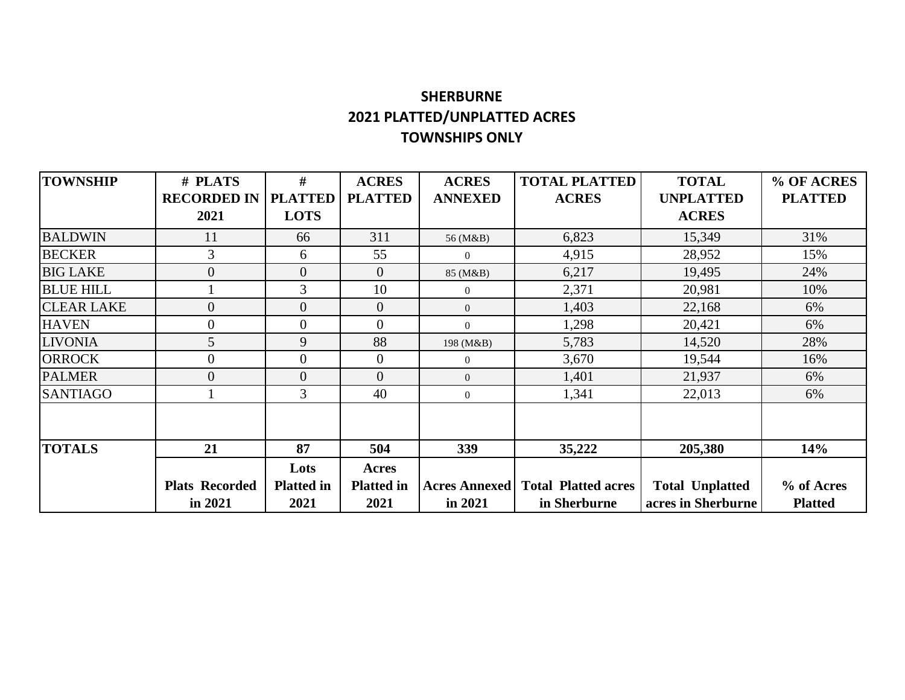**SHERBURNE**

**2021 PLATTED/UNPLATTED ACRES**

**TOWNSHIPS ONLY**

| TOWNSHIP | # PLATS RECORDED IN 2021 | # PLATTED LOTS | ACRES PLATTED | ACRES ANNEXED | TOTAL PLATTED ACRES | TOTAL UNPLATTED ACRES | % OF ACRES PLATTED |
|---|---|---|---|---|---|---|---|
| BALDWIN | 11 | 66 | 311 | 56 (M&B) | 6,823 | 15,349 | 31% |
| BECKER | 3 | 6 | 55 | 0 | 4,915 | 28,952 | 15% |
| BIG LAKE | 0 | 0 | 0 | 85 (M&B) | 6,217 | 19,495 | 24% |
| BLUE HILL | 1 | 3 | 10 | 0 | 2,371 | 20,981 | 10% |
| CLEAR LAKE | 0 | 0 | 0 | 0 | 1,403 | 22,168 | 6% |
| HAVEN | 0 | 0 | 0 | 0 | 1,298 | 20,421 | 6% |
| LIVONIA | 5 | 9 | 88 | 198 (M&B) | 5,783 | 14,520 | 28% |
| ORROCK | 0 | 0 | 0 | 0 | 3,670 | 19,544 | 16% |
| PALMER | 0 | 0 | 0 | 0 | 1,401 | 21,937 | 6% |
| SANTIAGO | 1 | 3 | 40 | 0 | 1,341 | 22,013 | 6% |
| | | | | | | | |
| **TOTALS** | **21** | **87** | **504** | **339** | **35,222** | **205,380** | **14%** |
| | **Plats Recorded in 2021** | **Lots Platted in 2021** | **Acres Platted in 2021** | **Acres Annexed in 2021** | **Total Platted acres in Sherburne** | **Total Unplatted acres in Sherburne** | **% of Acres Platted** |